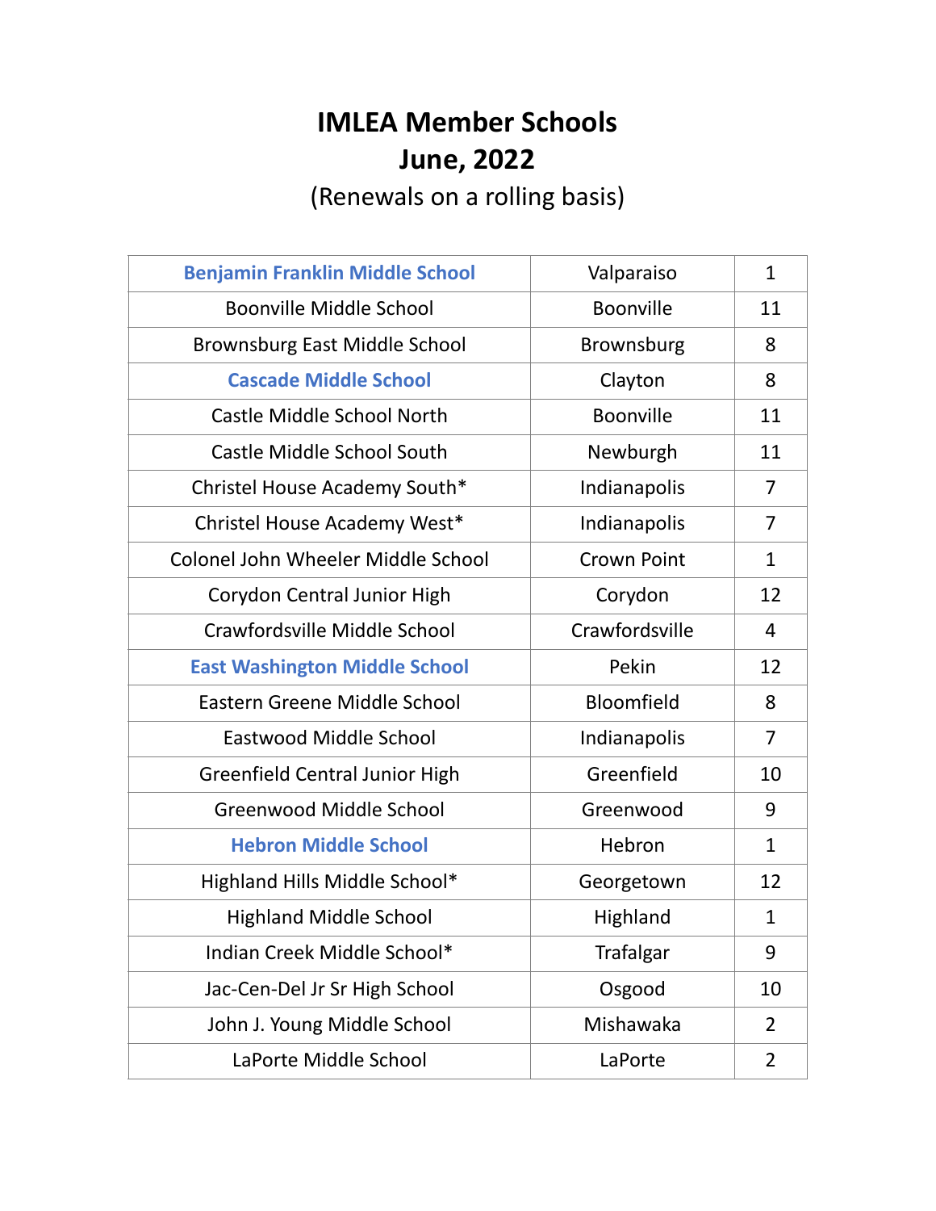# IMLEA Member Schools
## June, 2022
(Renewals on a rolling basis)

| | | |
|---|---|---|
| **Benjamin Franklin Middle School** | Valparaiso | 1 |
| Boonville Middle School | Boonville | 11 |
| Brownsburg East Middle School | Brownsburg | 8 |
| **Cascade Middle School** | Clayton | 8 |
| Castle Middle School North | Boonville | 11 |
| Castle Middle School South | Newburgh | 11 |
| Christel House Academy South* | Indianapolis | 7 |
| Christel House Academy West* | Indianapolis | 7 |
| Colonel John Wheeler Middle School | Crown Point | 1 |
| Corydon Central Junior High | Corydon | 12 |
| Crawfordsville Middle School | Crawfordsville | 4 |
| **East Washington Middle School** | Pekin | 12 |
| Eastern Greene Middle School | Bloomfield | 8 |
| Eastwood Middle School | Indianapolis | 7 |
| Greenfield Central Junior High | Greenfield | 10 |
| Greenwood Middle School | Greenwood | 9 |
| **Hebron Middle School** | Hebron | 1 |
| Highland Hills Middle School* | Georgetown | 12 |
| Highland Middle School | Highland | 1 |
| Indian Creek Middle School* | Trafalgar | 9 |
| Jac-Cen-Del Jr Sr High School | Osgood | 10 |
| John J. Young Middle School | Mishawaka | 2 |
| LaPorte Middle School | LaPorte | 2 |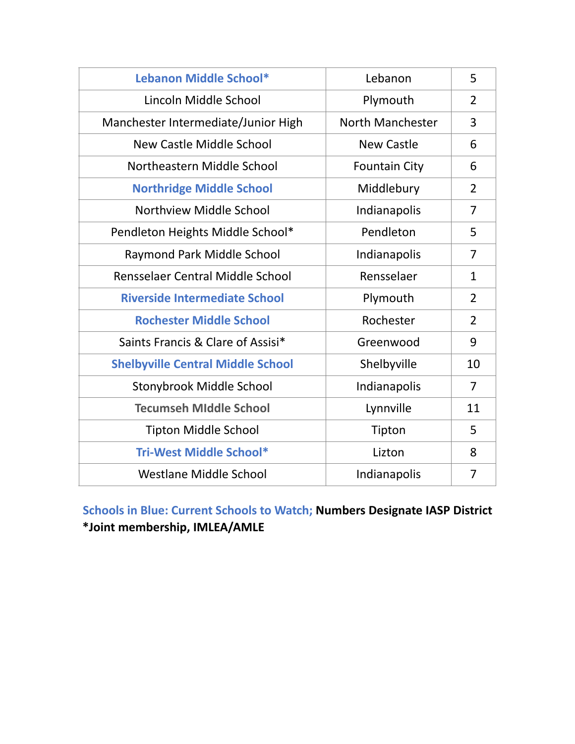| | | |
|---|---|---|
| **Lebanon Middle School*** | Lebanon | 5 |
| Lincoln Middle School | Plymouth | 2 |
| Manchester Intermediate/Junior High | North Manchester | 3 |
| New Castle Middle School | New Castle | 6 |
| Northeastern Middle School | Fountain City | 6 |
| **Northridge Middle School** | Middlebury | 2 |
| Northview Middle School | Indianapolis | 7 |
| Pendleton Heights Middle School* | Pendleton | 5 |
| Raymond Park Middle School | Indianapolis | 7 |
| Rensselaer Central Middle School | Rensselaer | 1 |
| **Riverside Intermediate School** | Plymouth | 2 |
| **Rochester Middle School** | Rochester | 2 |
| Saints Francis & Clare of Assisi* | Greenwood | 9 |
| **Shelbyville Central Middle School** | Shelbyville | 10 |
| Stonybrook Middle School | Indianapolis | 7 |
| **Tecumseh MIddle School** | Lynnville | 11 |
| Tipton Middle School | Tipton | 5 |
| **Tri-West Middle School*** | Lizton | 8 |
| Westlane Middle School | Indianapolis | 7 |

**Schools in Blue: Current Schools to Watch; Numbers Designate IASP District**
***Joint membership, IMLEA/AMLE**